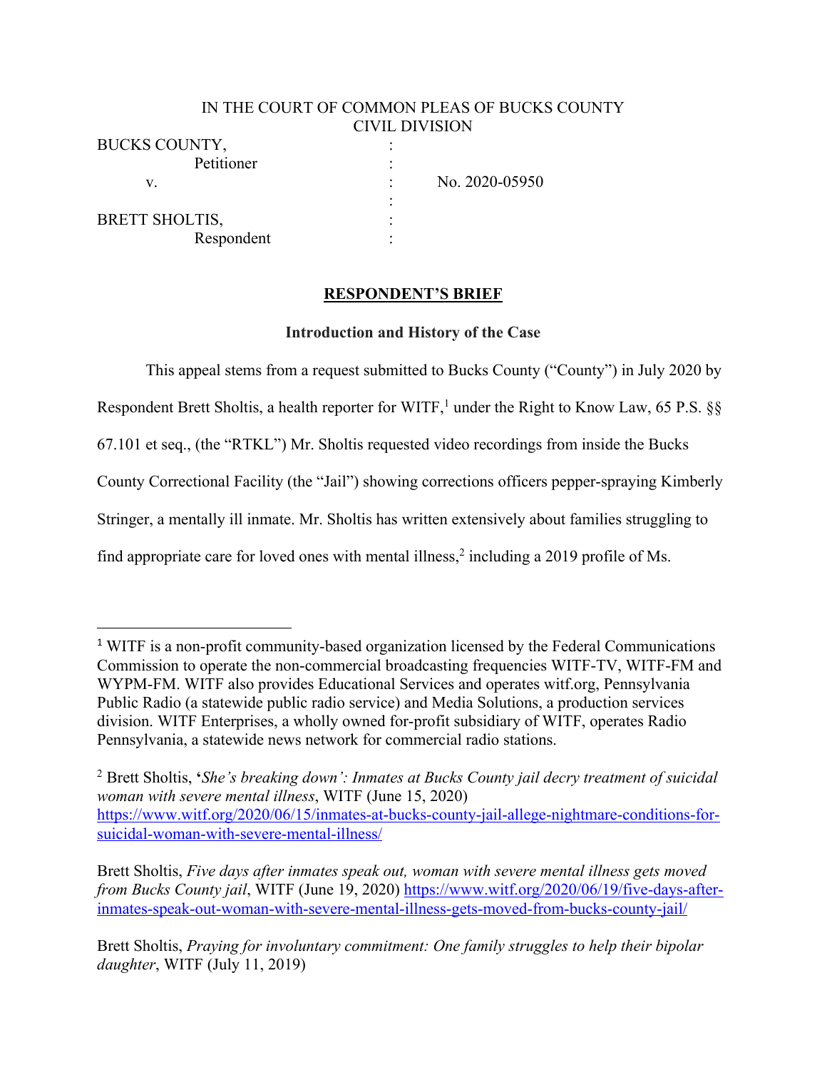IN THE COURT OF COMMON PLEAS OF BUCKS COUNTY
CIVIL DIVISION

| | | |
|---|---|---|
| BUCKS COUNTY, | : | |
| Petitioner | : | |
| v. | : | No. 2020-05950 |
| | : | |
| BRETT SHOLTIS, | : | |
| Respondent | : | |

## RESPONDENT'S BRIEF

### Introduction and History of the Case

This appeal stems from a request submitted to Bucks County ("County") in July 2020 by Respondent Brett Sholtis, a health reporter for WITF,[1] under the Right to Know Law, 65 P.S. §§ 67.101 et seq., (the "RTKL") Mr. Sholtis requested video recordings from inside the Bucks County Correctional Facility (the "Jail") showing corrections officers pepper-spraying Kimberly Stringer, a mentally ill inmate. Mr. Sholtis has written extensively about families struggling to find appropriate care for loved ones with mental illness,[2] including a 2019 profile of Ms.

---

[1] WITF is a non-profit community-based organization licensed by the Federal Communications Commission to operate the non-commercial broadcasting frequencies WITF-TV, WITF-FM and WYPM-FM. WITF also provides Educational Services and operates witf.org, Pennsylvania Public Radio (a statewide public radio service) and Media Solutions, a production services division. WITF Enterprises, a wholly owned for-profit subsidiary of WITF, operates Radio Pennsylvania, a statewide news network for commercial radio stations.

[2] Brett Sholtis, '*She's breaking down': Inmates at Bucks County jail decry treatment of suicidal woman with severe mental illness*, WITF (June 15, 2020) https://www.witf.org/2020/06/15/inmates-at-bucks-county-jail-allege-nightmare-conditions-for-suicidal-woman-with-severe-mental-illness/

Brett Sholtis, *Five days after inmates speak out, woman with severe mental illness gets moved from Bucks County jail*, WITF (June 19, 2020) https://www.witf.org/2020/06/19/five-days-after-inmates-speak-out-woman-with-severe-mental-illness-gets-moved-from-bucks-county-jail/

Brett Sholtis, *Praying for involuntary commitment: One family struggles to help their bipolar daughter*, WITF (July 11, 2019)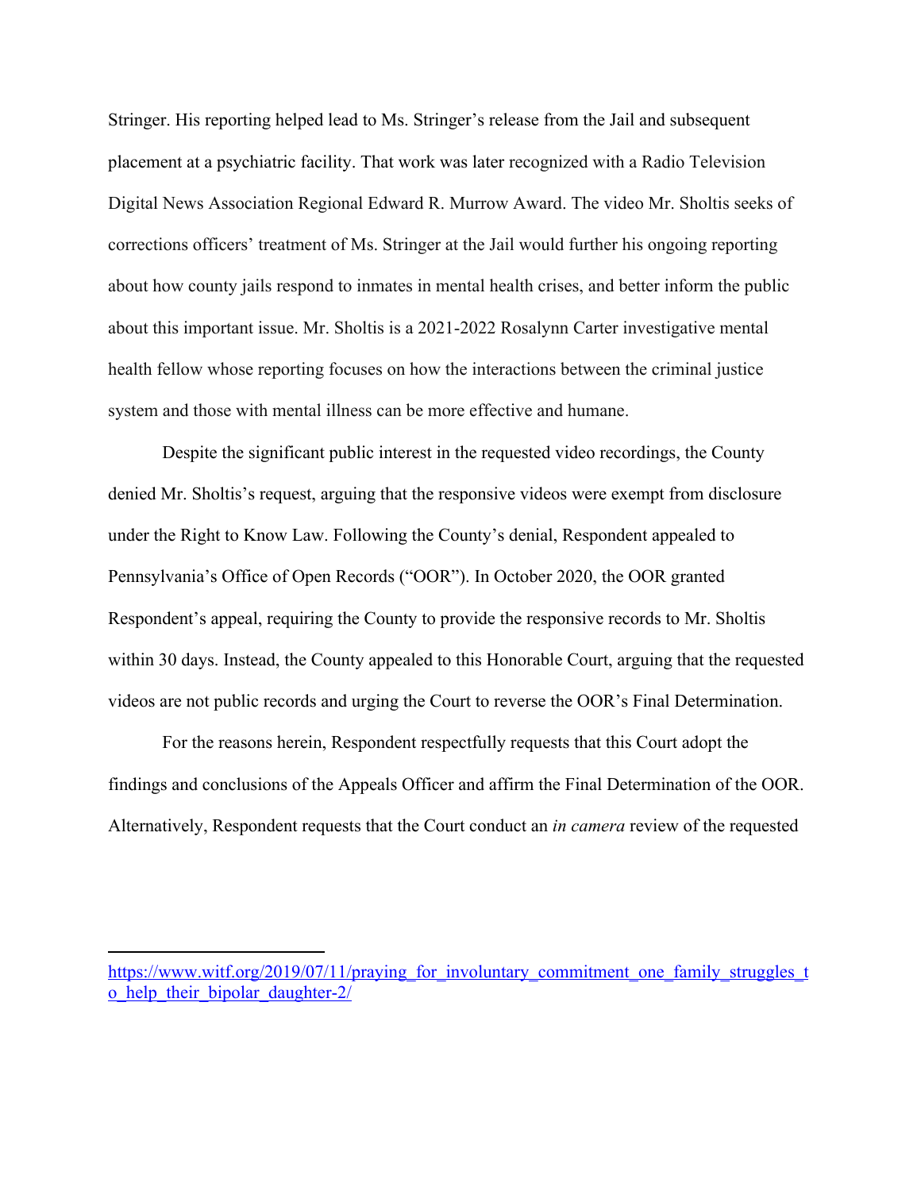Stringer. His reporting helped lead to Ms. Stringer's release from the Jail and subsequent placement at a psychiatric facility. That work was later recognized with a Radio Television Digital News Association Regional Edward R. Murrow Award. The video Mr. Sholtis seeks of corrections officers' treatment of Ms. Stringer at the Jail would further his ongoing reporting about how county jails respond to inmates in mental health crises, and better inform the public about this important issue. Mr. Sholtis is a 2021-2022 Rosalynn Carter investigative mental health fellow whose reporting focuses on how the interactions between the criminal justice system and those with mental illness can be more effective and humane.

Despite the significant public interest in the requested video recordings, the County denied Mr. Sholtis's request, arguing that the responsive videos were exempt from disclosure under the Right to Know Law. Following the County's denial, Respondent appealed to Pennsylvania's Office of Open Records ("OOR"). In October 2020, the OOR granted Respondent's appeal, requiring the County to provide the responsive records to Mr. Sholtis within 30 days. Instead, the County appealed to this Honorable Court, arguing that the requested videos are not public records and urging the Court to reverse the OOR's Final Determination.

For the reasons herein, Respondent respectfully requests that this Court adopt the findings and conclusions of the Appeals Officer and affirm the Final Determination of the OOR. Alternatively, Respondent requests that the Court conduct an *in camera* review of the requested

---

https://www.witf.org/2019/07/11/praying_for_involuntary_commitment_one_family_struggles_to_help_their_bipolar_daughter-2/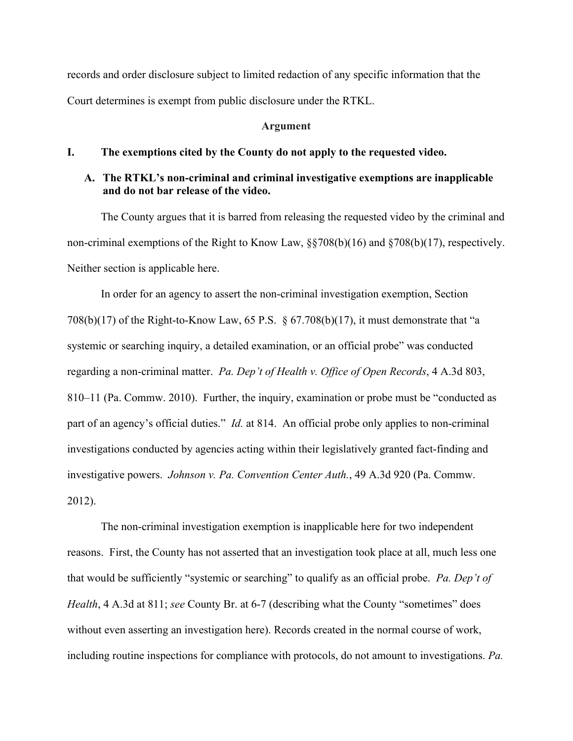records and order disclosure subject to limited redaction of any specific information that the Court determines is exempt from public disclosure under the RTKL.

## Argument

### I. The exemptions cited by the County do not apply to the requested video.

#### A. The RTKL's non-criminal and criminal investigative exemptions are inapplicable and do not bar release of the video.

The County argues that it is barred from releasing the requested video by the criminal and non-criminal exemptions of the Right to Know Law, §§708(b)(16) and §708(b)(17), respectively. Neither section is applicable here.

In order for an agency to assert the non-criminal investigation exemption, Section 708(b)(17) of the Right-to-Know Law, 65 P.S. § 67.708(b)(17), it must demonstrate that "a systemic or searching inquiry, a detailed examination, or an official probe" was conducted regarding a non-criminal matter. *Pa. Dep't of Health v. Office of Open Records*, 4 A.3d 803, 810–11 (Pa. Commw. 2010). Further, the inquiry, examination or probe must be "conducted as part of an agency's official duties." *Id.* at 814. An official probe only applies to non-criminal investigations conducted by agencies acting within their legislatively granted fact-finding and investigative powers. *Johnson v. Pa. Convention Center Auth.*, 49 A.3d 920 (Pa. Commw. 2012).

The non-criminal investigation exemption is inapplicable here for two independent reasons. First, the County has not asserted that an investigation took place at all, much less one that would be sufficiently "systemic or searching" to qualify as an official probe. *Pa. Dep't of Health*, 4 A.3d at 811; *see* County Br. at 6-7 (describing what the County "sometimes" does without even asserting an investigation here). Records created in the normal course of work, including routine inspections for compliance with protocols, do not amount to investigations. *Pa.*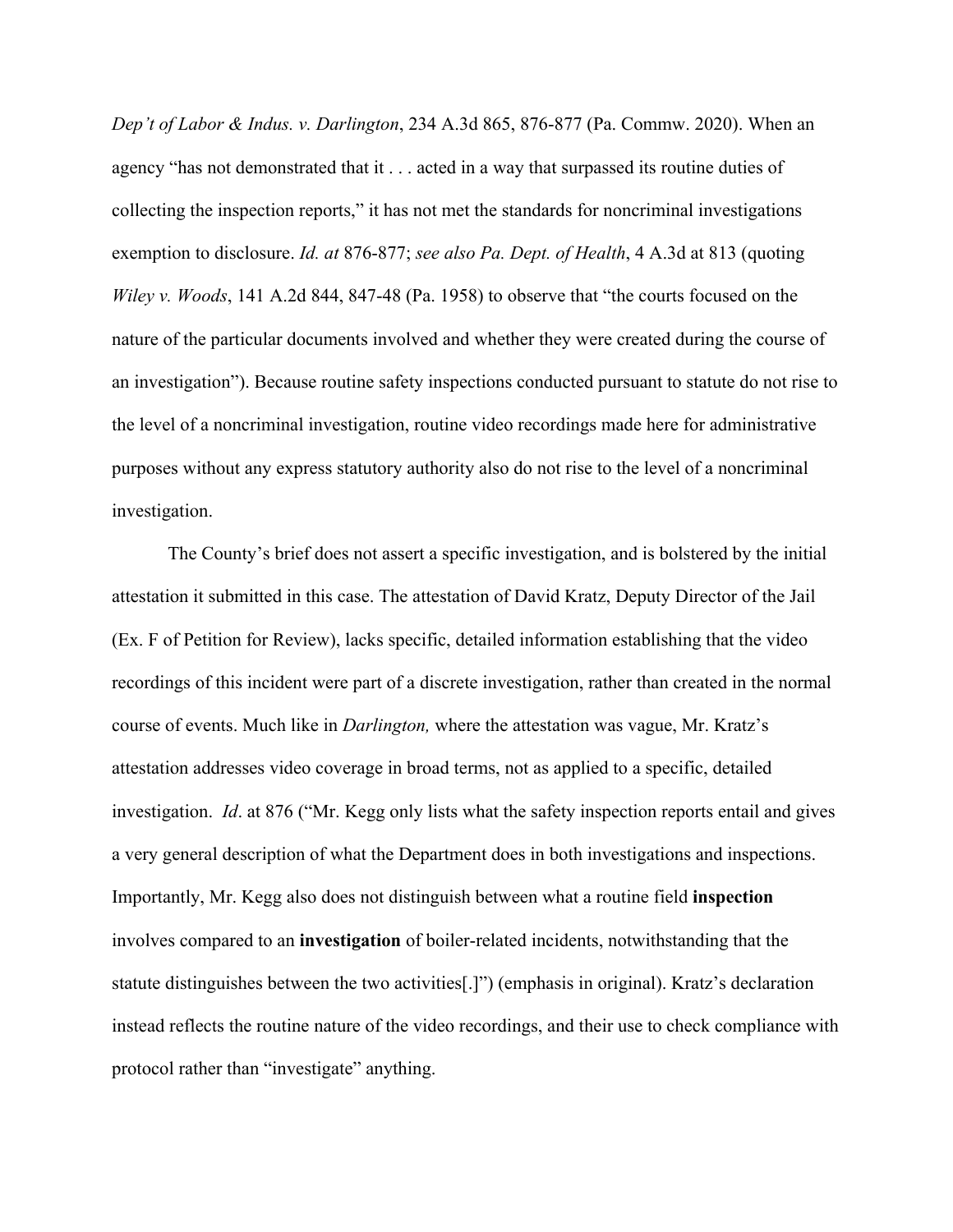*Dep't of Labor & Indus. v. Darlington*, 234 A.3d 865, 876-877 (Pa. Commw. 2020). When an agency "has not demonstrated that it . . . acted in a way that surpassed its routine duties of collecting the inspection reports," it has not met the standards for noncriminal investigations exemption to disclosure. *Id. at* 876-877; *see also Pa. Dept. of Health*, 4 A.3d at 813 (quoting *Wiley v. Woods*, 141 A.2d 844, 847-48 (Pa. 1958) to observe that "the courts focused on the nature of the particular documents involved and whether they were created during the course of an investigation"). Because routine safety inspections conducted pursuant to statute do not rise to the level of a noncriminal investigation, routine video recordings made here for administrative purposes without any express statutory authority also do not rise to the level of a noncriminal investigation.

The County's brief does not assert a specific investigation, and is bolstered by the initial attestation it submitted in this case. The attestation of David Kratz, Deputy Director of the Jail (Ex. F of Petition for Review), lacks specific, detailed information establishing that the video recordings of this incident were part of a discrete investigation, rather than created in the normal course of events. Much like in *Darlington,* where the attestation was vague, Mr. Kratz's attestation addresses video coverage in broad terms, not as applied to a specific, detailed investigation. *Id*. at 876 ("Mr. Kegg only lists what the safety inspection reports entail and gives a very general description of what the Department does in both investigations and inspections. Importantly, Mr. Kegg also does not distinguish between what a routine field **inspection** involves compared to an **investigation** of boiler-related incidents, notwithstanding that the statute distinguishes between the two activities[.]") (emphasis in original). Kratz's declaration instead reflects the routine nature of the video recordings, and their use to check compliance with protocol rather than "investigate" anything.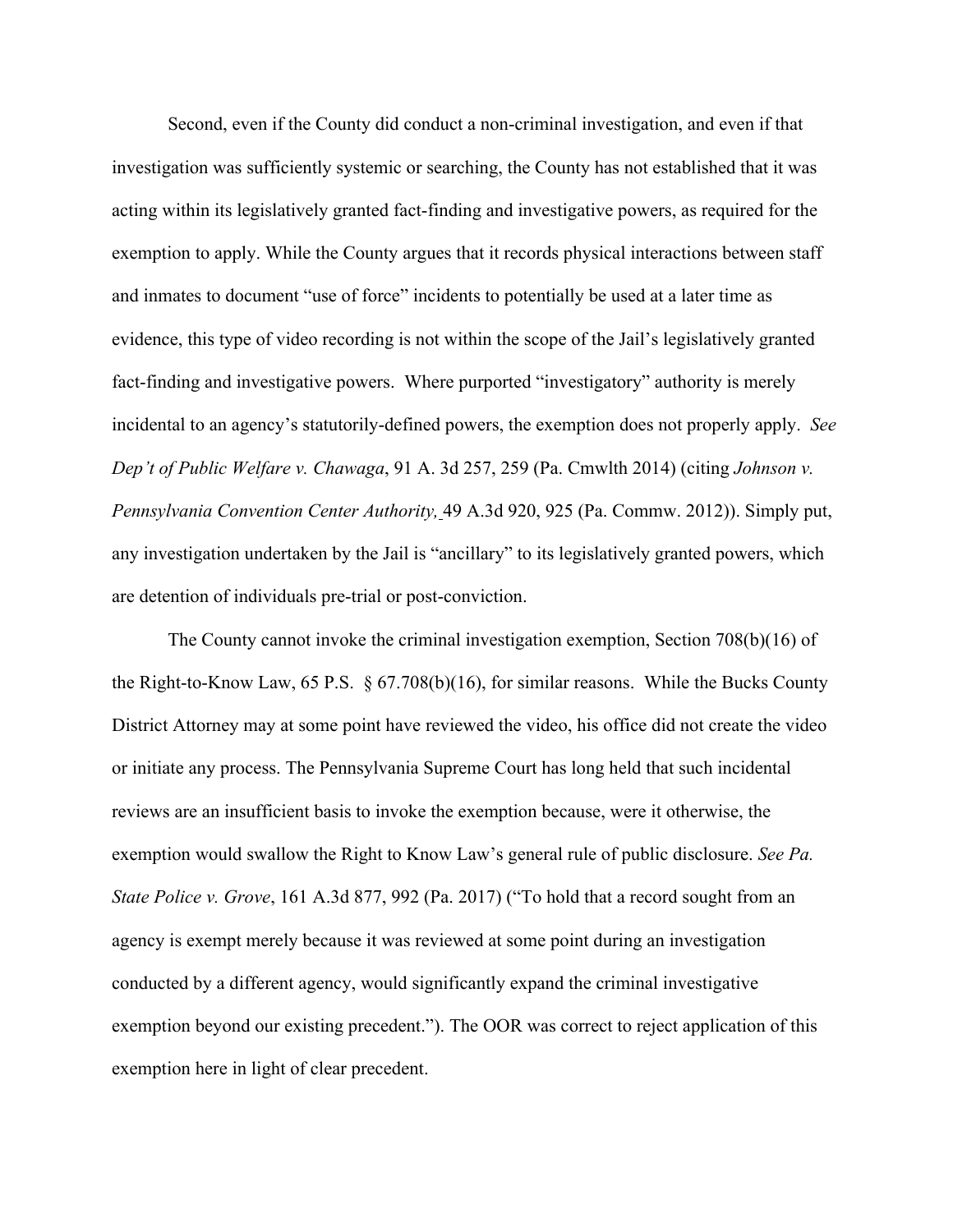Second, even if the County did conduct a non-criminal investigation, and even if that investigation was sufficiently systemic or searching, the County has not established that it was acting within its legislatively granted fact-finding and investigative powers, as required for the exemption to apply. While the County argues that it records physical interactions between staff and inmates to document "use of force" incidents to potentially be used at a later time as evidence, this type of video recording is not within the scope of the Jail's legislatively granted fact-finding and investigative powers. Where purported "investigatory" authority is merely incidental to an agency's statutorily-defined powers, the exemption does not properly apply. *See Dep't of Public Welfare v. Chawaga*, 91 A. 3d 257, 259 (Pa. Cmwlth 2014) (citing *Johnson v. Pennsylvania Convention Center Authority,* 49 A.3d 920, 925 (Pa. Commw. 2012)). Simply put, any investigation undertaken by the Jail is "ancillary" to its legislatively granted powers, which are detention of individuals pre-trial or post-conviction.

The County cannot invoke the criminal investigation exemption, Section 708(b)(16) of the Right-to-Know Law, 65 P.S. § 67.708(b)(16), for similar reasons. While the Bucks County District Attorney may at some point have reviewed the video, his office did not create the video or initiate any process. The Pennsylvania Supreme Court has long held that such incidental reviews are an insufficient basis to invoke the exemption because, were it otherwise, the exemption would swallow the Right to Know Law's general rule of public disclosure. *See Pa. State Police v. Grove*, 161 A.3d 877, 992 (Pa. 2017) ("To hold that a record sought from an agency is exempt merely because it was reviewed at some point during an investigation conducted by a different agency, would significantly expand the criminal investigative exemption beyond our existing precedent."). The OOR was correct to reject application of this exemption here in light of clear precedent.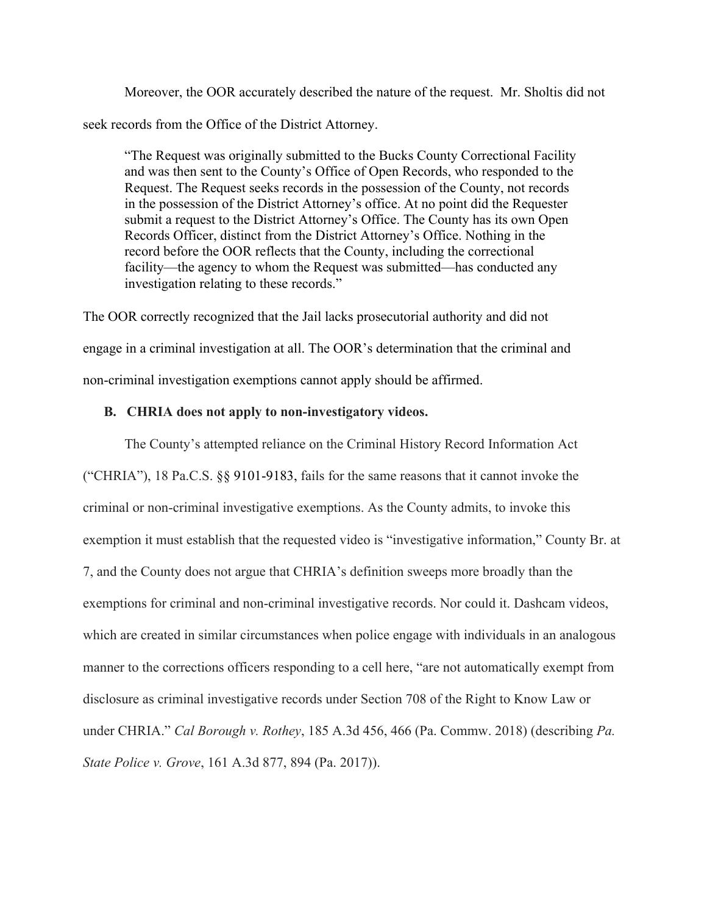Moreover, the OOR accurately described the nature of the request. Mr. Sholtis did not seek records from the Office of the District Attorney.

> "The Request was originally submitted to the Bucks County Correctional Facility and was then sent to the County's Office of Open Records, who responded to the Request. The Request seeks records in the possession of the County, not records in the possession of the District Attorney's office. At no point did the Requester submit a request to the District Attorney's Office. The County has its own Open Records Officer, distinct from the District Attorney's Office. Nothing in the record before the OOR reflects that the County, including the correctional facility—the agency to whom the Request was submitted—has conducted any investigation relating to these records."

The OOR correctly recognized that the Jail lacks prosecutorial authority and did not engage in a criminal investigation at all. The OOR's determination that the criminal and non-criminal investigation exemptions cannot apply should be affirmed.

### B. CHRIA does not apply to non-investigatory videos.

The County's attempted reliance on the Criminal History Record Information Act ("CHRIA"), 18 Pa.C.S. §§ 9101-9183, fails for the same reasons that it cannot invoke the criminal or non-criminal investigative exemptions. As the County admits, to invoke this exemption it must establish that the requested video is "investigative information," County Br. at 7, and the County does not argue that CHRIA's definition sweeps more broadly than the exemptions for criminal and non-criminal investigative records. Nor could it. Dashcam videos, which are created in similar circumstances when police engage with individuals in an analogous manner to the corrections officers responding to a cell here, "are not automatically exempt from disclosure as criminal investigative records under Section 708 of the Right to Know Law or under CHRIA." *Cal Borough v. Rothey*, 185 A.3d 456, 466 (Pa. Commw. 2018) (describing *Pa. State Police v. Grove*, 161 A.3d 877, 894 (Pa. 2017)).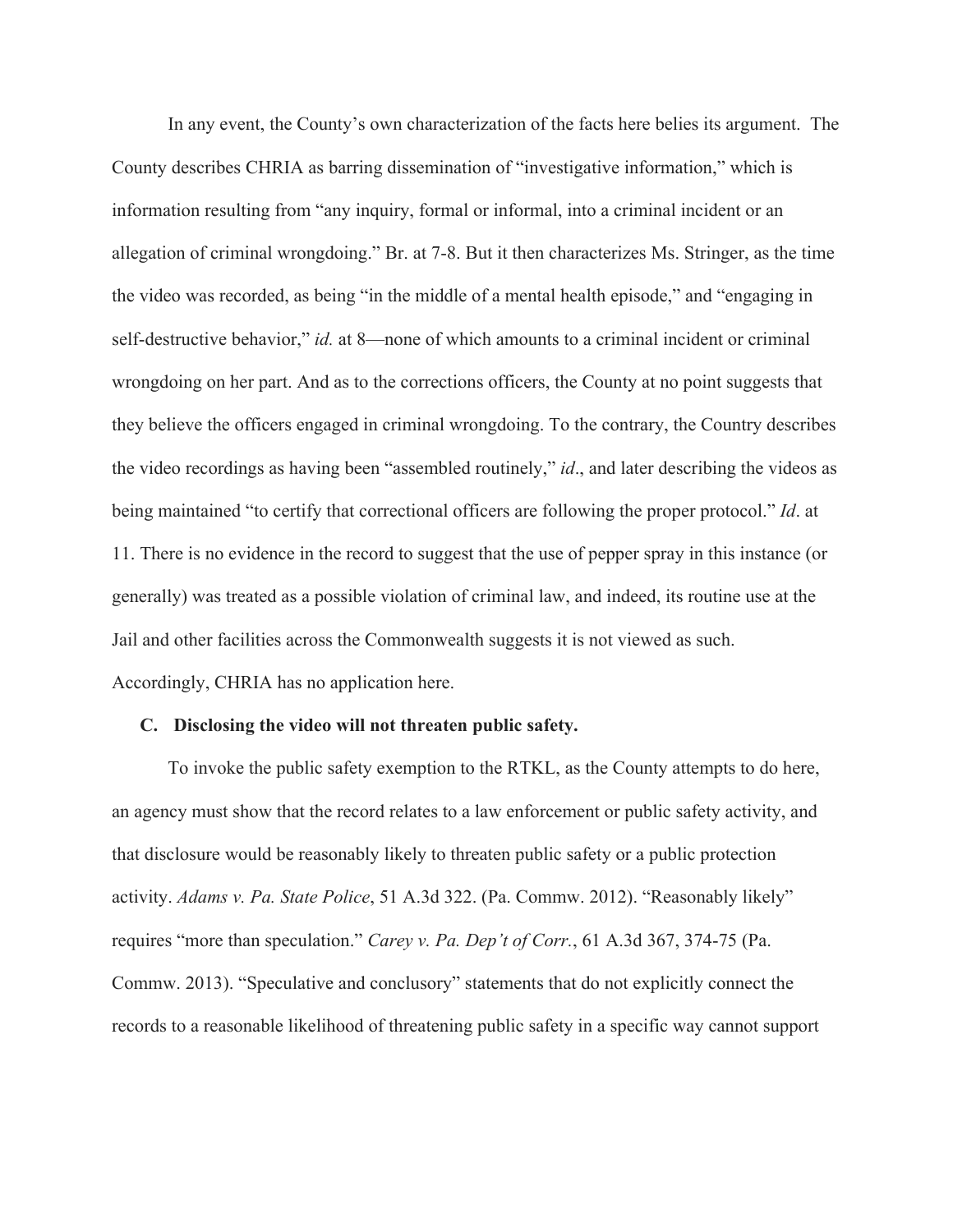In any event, the County's own characterization of the facts here belies its argument. The County describes CHRIA as barring dissemination of "investigative information," which is information resulting from "any inquiry, formal or informal, into a criminal incident or an allegation of criminal wrongdoing." Br. at 7-8. But it then characterizes Ms. Stringer, as the time the video was recorded, as being "in the middle of a mental health episode," and "engaging in self-destructive behavior," *id.* at 8—none of which amounts to a criminal incident or criminal wrongdoing on her part. And as to the corrections officers, the County at no point suggests that they believe the officers engaged in criminal wrongdoing. To the contrary, the Country describes the video recordings as having been "assembled routinely," *id*., and later describing the videos as being maintained "to certify that correctional officers are following the proper protocol." *Id*. at 11. There is no evidence in the record to suggest that the use of pepper spray in this instance (or generally) was treated as a possible violation of criminal law, and indeed, its routine use at the Jail and other facilities across the Commonwealth suggests it is not viewed as such. Accordingly, CHRIA has no application here.

### C. Disclosing the video will not threaten public safety.

To invoke the public safety exemption to the RTKL, as the County attempts to do here, an agency must show that the record relates to a law enforcement or public safety activity, and that disclosure would be reasonably likely to threaten public safety or a public protection activity. *Adams v. Pa. State Police*, 51 A.3d 322. (Pa. Commw. 2012). "Reasonably likely" requires "more than speculation." *Carey v. Pa. Dep't of Corr.*, 61 A.3d 367, 374-75 (Pa. Commw. 2013). "Speculative and conclusory" statements that do not explicitly connect the records to a reasonable likelihood of threatening public safety in a specific way cannot support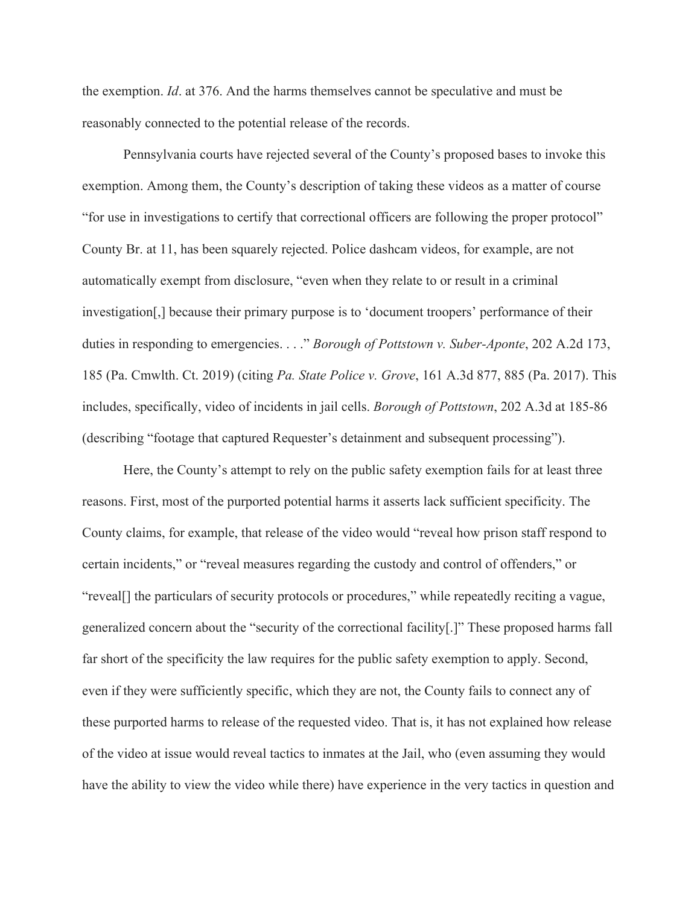the exemption. *Id*. at 376. And the harms themselves cannot be speculative and must be reasonably connected to the potential release of the records.

Pennsylvania courts have rejected several of the County's proposed bases to invoke this exemption. Among them, the County's description of taking these videos as a matter of course "for use in investigations to certify that correctional officers are following the proper protocol" County Br. at 11, has been squarely rejected. Police dashcam videos, for example, are not automatically exempt from disclosure, "even when they relate to or result in a criminal investigation[,] because their primary purpose is to 'document troopers' performance of their duties in responding to emergencies. . . ." *Borough of Pottstown v. Suber-Aponte*, 202 A.2d 173, 185 (Pa. Cmwlth. Ct. 2019) (citing *Pa. State Police v. Grove*, 161 A.3d 877, 885 (Pa. 2017). This includes, specifically, video of incidents in jail cells. *Borough of Pottstown*, 202 A.3d at 185-86 (describing "footage that captured Requester's detainment and subsequent processing").

Here, the County's attempt to rely on the public safety exemption fails for at least three reasons. First, most of the purported potential harms it asserts lack sufficient specificity. The County claims, for example, that release of the video would "reveal how prison staff respond to certain incidents," or "reveal measures regarding the custody and control of offenders," or "reveal[] the particulars of security protocols or procedures," while repeatedly reciting a vague, generalized concern about the "security of the correctional facility[.]" These proposed harms fall far short of the specificity the law requires for the public safety exemption to apply. Second, even if they were sufficiently specific, which they are not, the County fails to connect any of these purported harms to release of the requested video. That is, it has not explained how release of the video at issue would reveal tactics to inmates at the Jail, who (even assuming they would have the ability to view the video while there) have experience in the very tactics in question and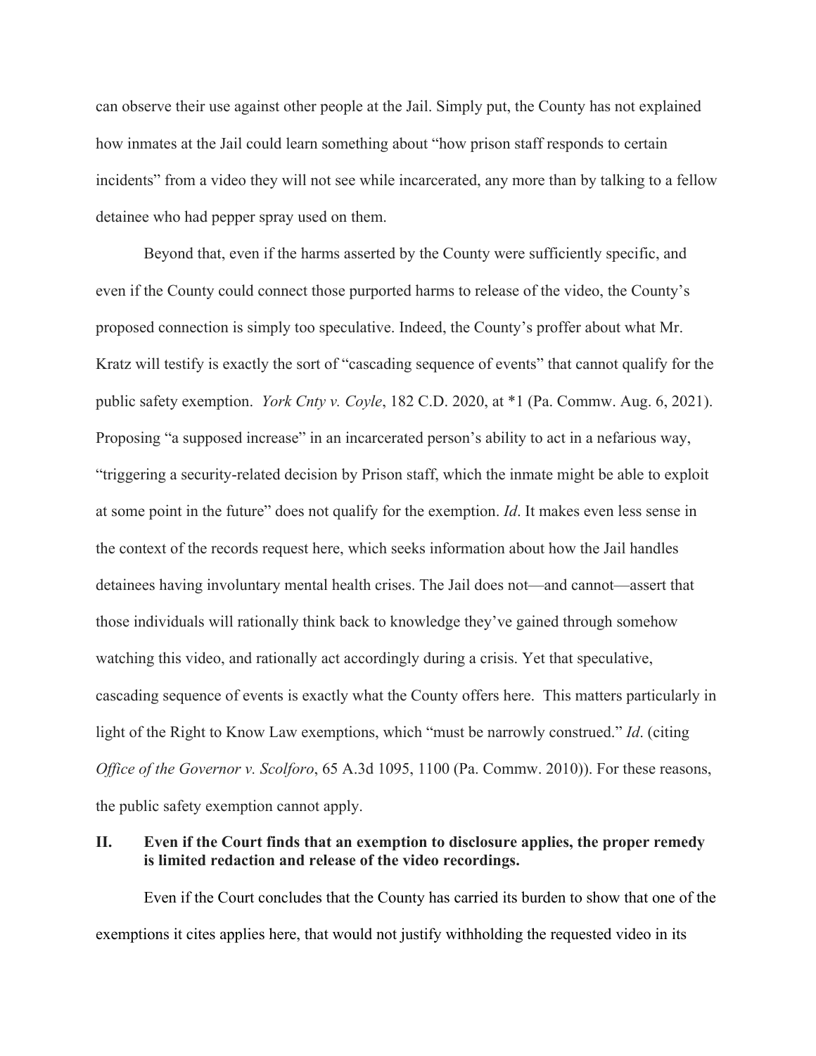can observe their use against other people at the Jail. Simply put, the County has not explained how inmates at the Jail could learn something about "how prison staff responds to certain incidents" from a video they will not see while incarcerated, any more than by talking to a fellow detainee who had pepper spray used on them.

Beyond that, even if the harms asserted by the County were sufficiently specific, and even if the County could connect those purported harms to release of the video, the County's proposed connection is simply too speculative. Indeed, the County's proffer about what Mr. Kratz will testify is exactly the sort of "cascading sequence of events" that cannot qualify for the public safety exemption. *York Cnty v. Coyle*, 182 C.D. 2020, at *1 (Pa. Commw. Aug. 6, 2021). Proposing "a supposed increase" in an incarcerated person's ability to act in a nefarious way, "triggering a security-related decision by Prison staff, which the inmate might be able to exploit at some point in the future" does not qualify for the exemption. *Id*. It makes even less sense in the context of the records request here, which seeks information about how the Jail handles detainees having involuntary mental health crises. The Jail does not—and cannot—assert that those individuals will rationally think back to knowledge they've gained through somehow watching this video, and rationally act accordingly during a crisis. Yet that speculative, cascading sequence of events is exactly what the County offers here. This matters particularly in light of the Right to Know Law exemptions, which "must be narrowly construed." *Id*. (citing *Office of the Governor v. Scolforo*, 65 A.3d 1095, 1100 (Pa. Commw. 2010)). For these reasons, the public safety exemption cannot apply.

## II. Even if the Court finds that an exemption to disclosure applies, the proper remedy is limited redaction and release of the video recordings.

Even if the Court concludes that the County has carried its burden to show that one of the exemptions it cites applies here, that would not justify withholding the requested video in its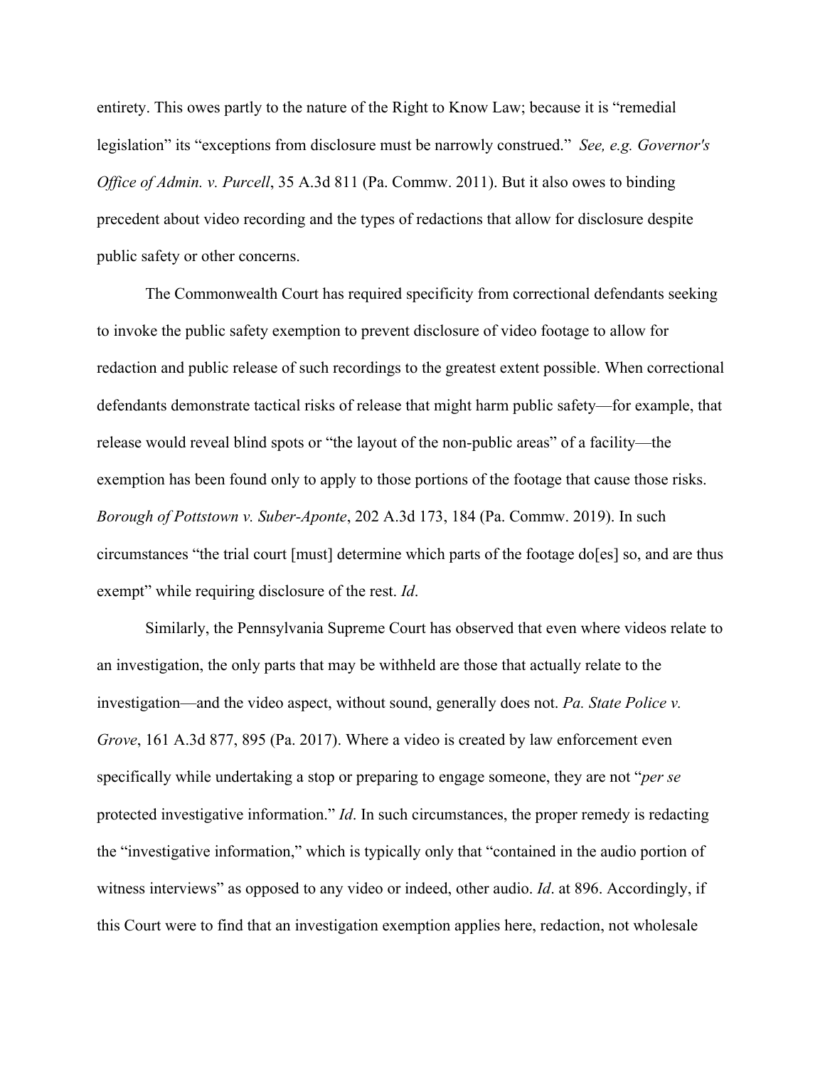entirety. This owes partly to the nature of the Right to Know Law; because it is "remedial legislation" its "exceptions from disclosure must be narrowly construed." *See, e.g. Governor's Office of Admin. v. Purcell*, 35 A.3d 811 (Pa. Commw. 2011). But it also owes to binding precedent about video recording and the types of redactions that allow for disclosure despite public safety or other concerns.

The Commonwealth Court has required specificity from correctional defendants seeking to invoke the public safety exemption to prevent disclosure of video footage to allow for redaction and public release of such recordings to the greatest extent possible. When correctional defendants demonstrate tactical risks of release that might harm public safety—for example, that release would reveal blind spots or "the layout of the non-public areas" of a facility—the exemption has been found only to apply to those portions of the footage that cause those risks. *Borough of Pottstown v. Suber-Aponte*, 202 A.3d 173, 184 (Pa. Commw. 2019). In such circumstances "the trial court [must] determine which parts of the footage do[es] so, and are thus exempt" while requiring disclosure of the rest. *Id*.

Similarly, the Pennsylvania Supreme Court has observed that even where videos relate to an investigation, the only parts that may be withheld are those that actually relate to the investigation—and the video aspect, without sound, generally does not. *Pa. State Police v. Grove*, 161 A.3d 877, 895 (Pa. 2017). Where a video is created by law enforcement even specifically while undertaking a stop or preparing to engage someone, they are not "*per se* protected investigative information." *Id*. In such circumstances, the proper remedy is redacting the "investigative information," which is typically only that "contained in the audio portion of witness interviews" as opposed to any video or indeed, other audio. *Id*. at 896. Accordingly, if this Court were to find that an investigation exemption applies here, redaction, not wholesale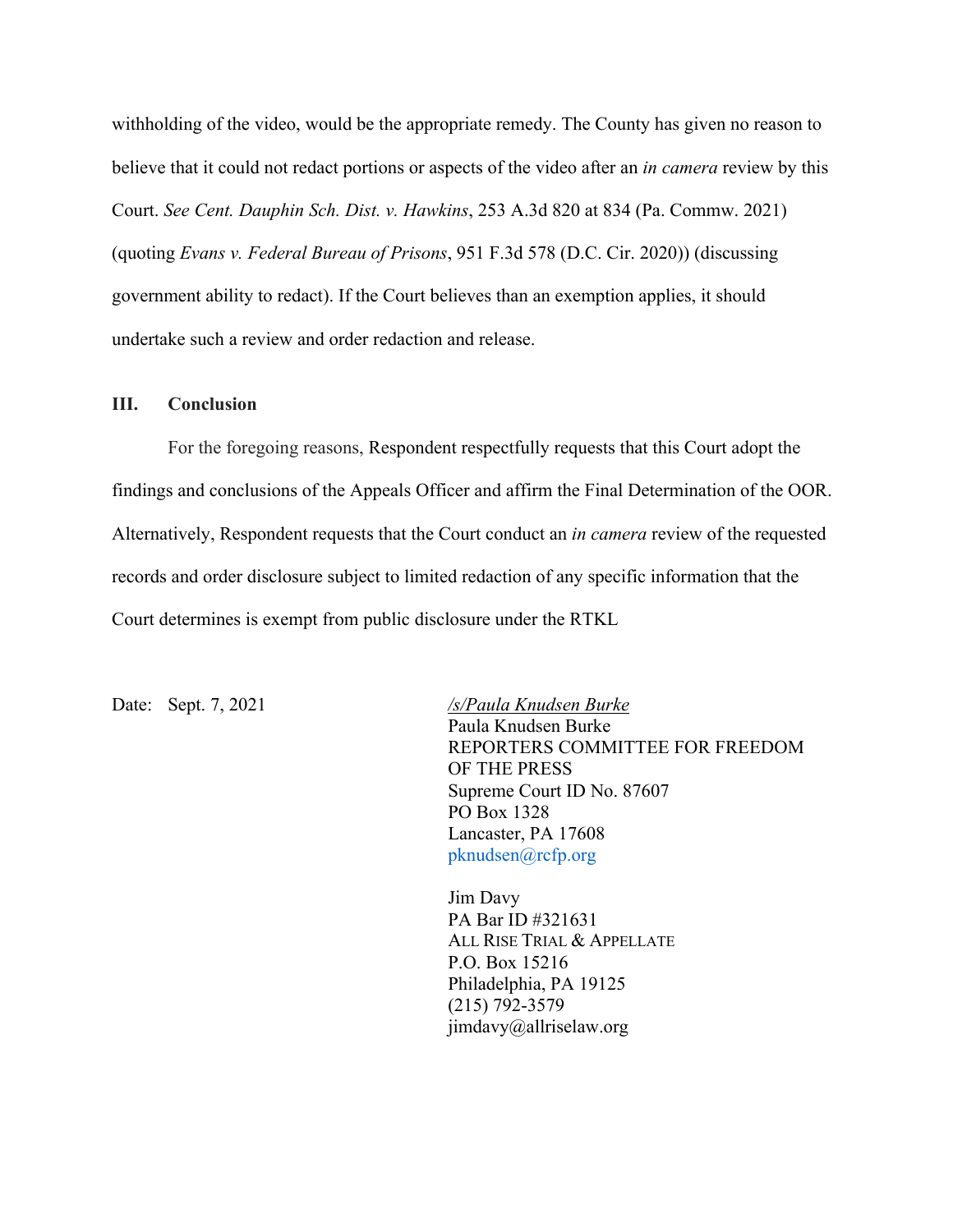withholding of the video, would be the appropriate remedy. The County has given no reason to believe that it could not redact portions or aspects of the video after an *in camera* review by this Court. *See Cent. Dauphin Sch. Dist. v. Hawkins*, 253 A.3d 820 at 834 (Pa. Commw. 2021) (quoting *Evans v. Federal Bureau of Prisons*, 951 F.3d 578 (D.C. Cir. 2020)) (discussing government ability to redact). If the Court believes than an exemption applies, it should undertake such a review and order redaction and release.

## III. Conclusion

For the foregoing reasons, Respondent respectfully requests that this Court adopt the findings and conclusions of the Appeals Officer and affirm the Final Determination of the OOR. Alternatively, Respondent requests that the Court conduct an *in camera* review of the requested records and order disclosure subject to limited redaction of any specific information that the Court determines is exempt from public disclosure under the RTKL

Date: Sept. 7, 2021

*/s/Paula Knudsen Burke*
Paula Knudsen Burke
REPORTERS COMMITTEE FOR FREEDOM OF THE PRESS
Supreme Court ID No. 87607
PO Box 1328
Lancaster, PA 17608
pknudsen@rcfp.org

Jim Davy
PA Bar ID #321631
ALL RISE TRIAL & APPELLATE
P.O. Box 15216
Philadelphia, PA 19125
(215) 792-3579
jimdavy@allriselaw.org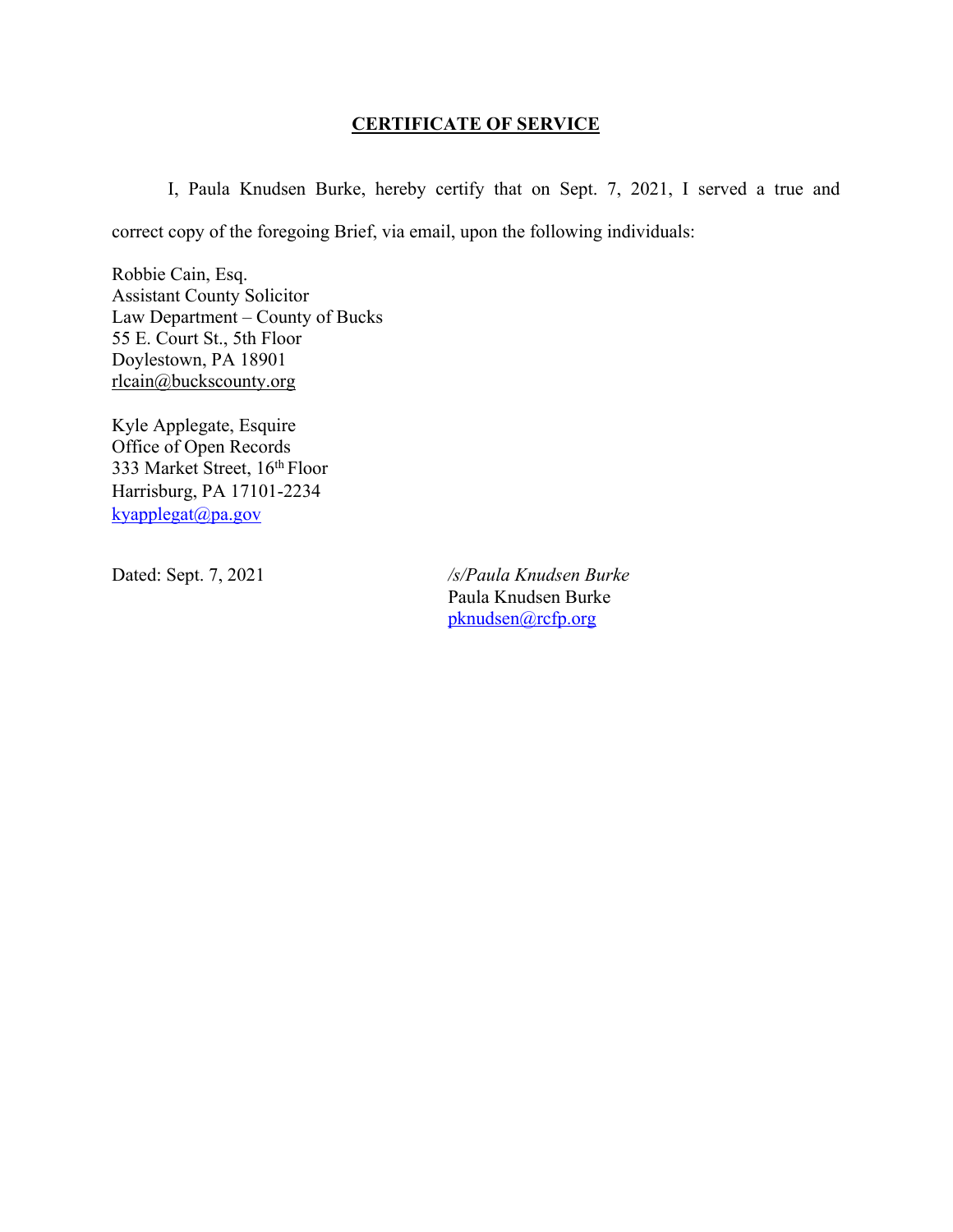**CERTIFICATE OF SERVICE**

I, Paula Knudsen Burke, hereby certify that on Sept. 7, 2021, I served a true and correct copy of the foregoing Brief, via email, upon the following individuals:

Robbie Cain, Esq.
Assistant County Solicitor
Law Department – County of Bucks
55 E. Court St., 5th Floor
Doylestown, PA 18901
rlcain@buckscounty.org

Kyle Applegate, Esquire
Office of Open Records
333 Market Street, 16th Floor
Harrisburg, PA 17101-2234
kyapplegat@pa.gov

Dated: Sept. 7, 2021

*/s/Paula Knudsen Burke*
Paula Knudsen Burke
pknudsen@rcfp.org